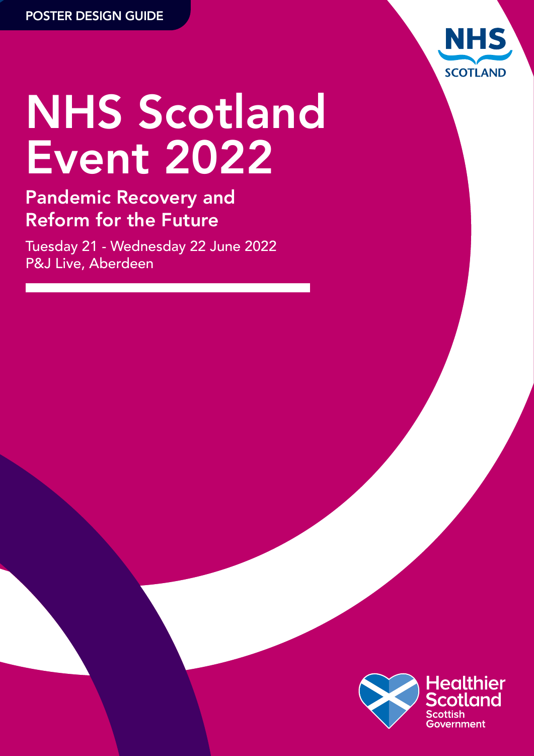POSTER DESIGN GUIDE

NHS SCOTLAND

# NHS Scotland Event 2022

## Pandemic Recovery and Reform for the Future

Tuesday 21 - Wednesday 22 June 2022
P&J Live, Aberdeen

Healthier Scotland
Scottish Government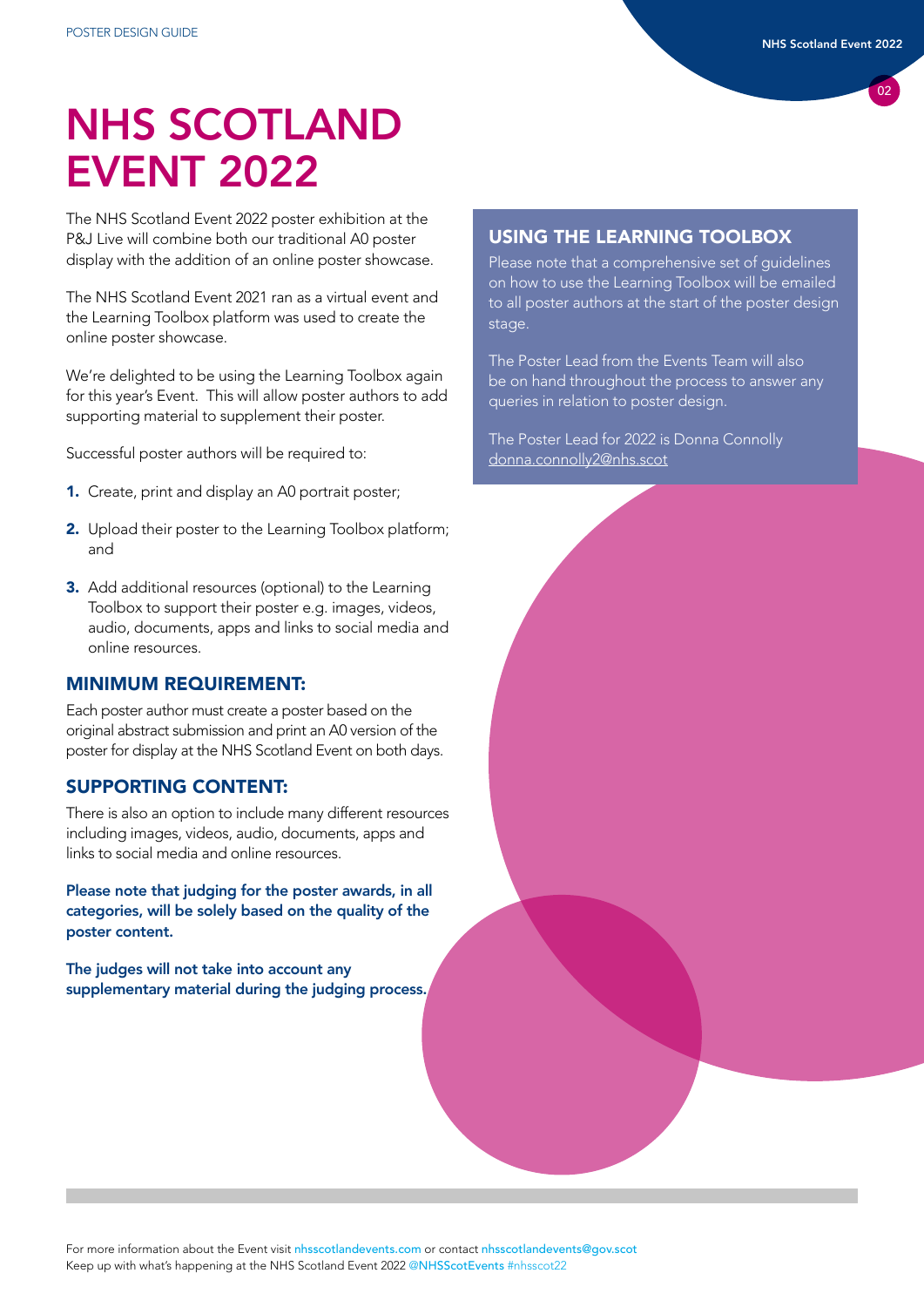# NHS SCOTLAND EVENT 2022

The NHS Scotland Event 2022 poster exhibition at the P&J Live will combine both our traditional A0 poster display with the addition of an online poster showcase.

The NHS Scotland Event 2021 ran as a virtual event and the Learning Toolbox platform was used to create the online poster showcase.

We're delighted to be using the Learning Toolbox again for this year's Event. This will allow poster authors to add supporting material to supplement their poster.

Successful poster authors will be required to:

1. Create, print and display an A0 portrait poster;
2. Upload their poster to the Learning Toolbox platform; and
3. Add additional resources (optional) to the Learning Toolbox to support their poster e.g. images, videos, audio, documents, apps and links to social media and online resources.

## MINIMUM REQUIREMENT:

Each poster author must create a poster based on the original abstract submission and print an A0 version of the poster for display at the NHS Scotland Event on both days.

## SUPPORTING CONTENT:

There is also an option to include many different resources including images, videos, audio, documents, apps and links to social media and online resources.

**Please note that judging for the poster awards, in all categories, will be solely based on the quality of the poster content.**

**The judges will not take into account any supplementary material during the judging process.**

## USING THE LEARNING TOOLBOX

Please note that a comprehensive set of guidelines on how to use the Learning Toolbox will be emailed to all poster authors at the start of the poster design stage.

The Poster Lead from the Events Team will also be on hand throughout the process to answer any queries in relation to poster design.

The Poster Lead for 2022 is Donna Connolly donna.connolly2@nhs.scot

For more information about the Event visit nhsscotlandevents.com or contact nhsscotlandevents@gov.scot
Keep up with what's happening at the NHS Scotland Event 2022 @NHSScotEvents #nhsscot22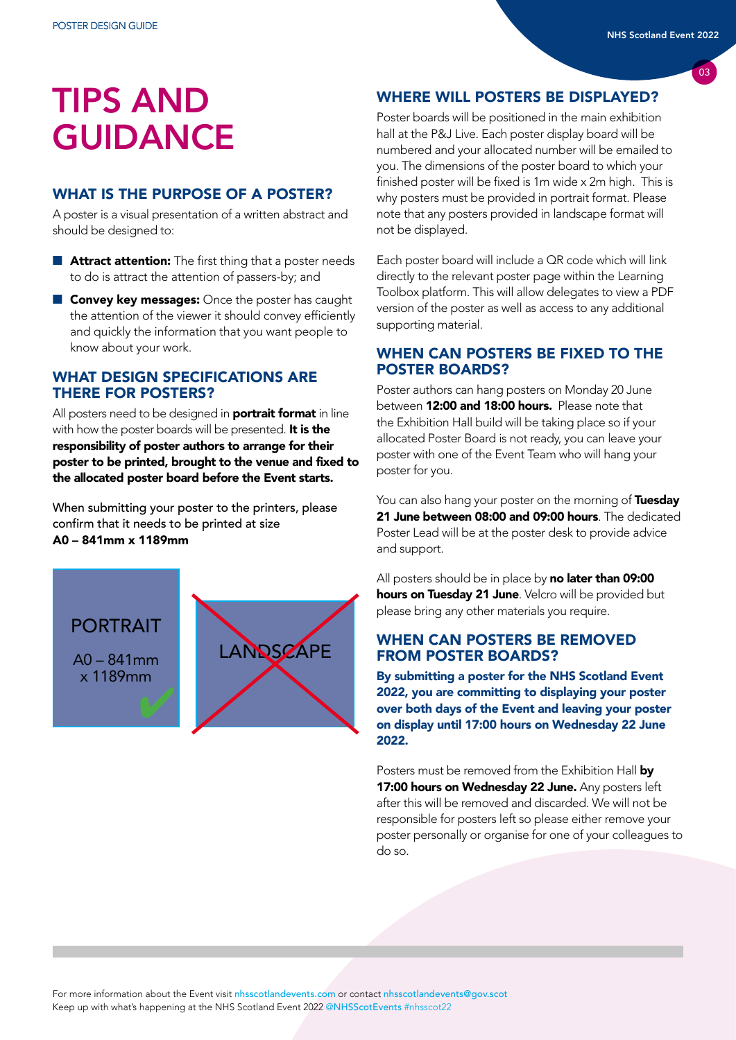# TIPS AND GUIDANCE

## WHAT IS THE PURPOSE OF A POSTER?

A poster is a visual presentation of a written abstract and should be designed to:

- **Attract attention:** The first thing that a poster needs to do is attract the attention of passers-by; and
- **Convey key messages:** Once the poster has caught the attention of the viewer it should convey efficiently and quickly the information that you want people to know about your work.

## WHAT DESIGN SPECIFICATIONS ARE THERE FOR POSTERS?

All posters need to be designed in **portrait format** in line with how the poster boards will be presented. **It is the responsibility of poster authors to arrange for their poster to be printed, brought to the venue and fixed to the allocated poster board before the Event starts.**

When submitting your poster to the printers, please confirm that it needs to be printed at size **A0 – 841mm x 1189mm**

PORTRAIT

A0 – 841mm x 1189mm

LANDSCAPE

## WHERE WILL POSTERS BE DISPLAYED?

Poster boards will be positioned in the main exhibition hall at the P&J Live. Each poster display board will be numbered and your allocated number will be emailed to you. The dimensions of the poster board to which your finished poster will be fixed is 1m wide x 2m high. This is why posters must be provided in portrait format. Please note that any posters provided in landscape format will not be displayed.

Each poster board will include a QR code which will link directly to the relevant poster page within the Learning Toolbox platform. This will allow delegates to view a PDF version of the poster as well as access to any additional supporting material.

## WHEN CAN POSTERS BE FIXED TO THE POSTER BOARDS?

Poster authors can hang posters on Monday 20 June between **12:00 and 18:00 hours.** Please note that the Exhibition Hall build will be taking place so if your allocated Poster Board is not ready, you can leave your poster with one of the Event Team who will hang your poster for you.

You can also hang your poster on the morning of **Tuesday 21 June between 08:00 and 09:00 hours**. The dedicated Poster Lead will be at the poster desk to provide advice and support.

All posters should be in place by **no later than 09:00 hours on Tuesday 21 June**. Velcro will be provided but please bring any other materials you require.

## WHEN CAN POSTERS BE REMOVED FROM POSTER BOARDS?

**By submitting a poster for the NHS Scotland Event 2022, you are committing to displaying your poster over both days of the Event and leaving your poster on display until 17:00 hours on Wednesday 22 June 2022.**

Posters must be removed from the Exhibition Hall **by 17:00 hours on Wednesday 22 June.** Any posters left after this will be removed and discarded. We will not be responsible for posters left so please either remove your poster personally or organise for one of your colleagues to do so.

For more information about the Event visit nhsscotlandevents.com or contact nhsscotlandevents@gov.scot
Keep up with what's happening at the NHS Scotland Event 2022 @NHSScotEvents #nhsscot22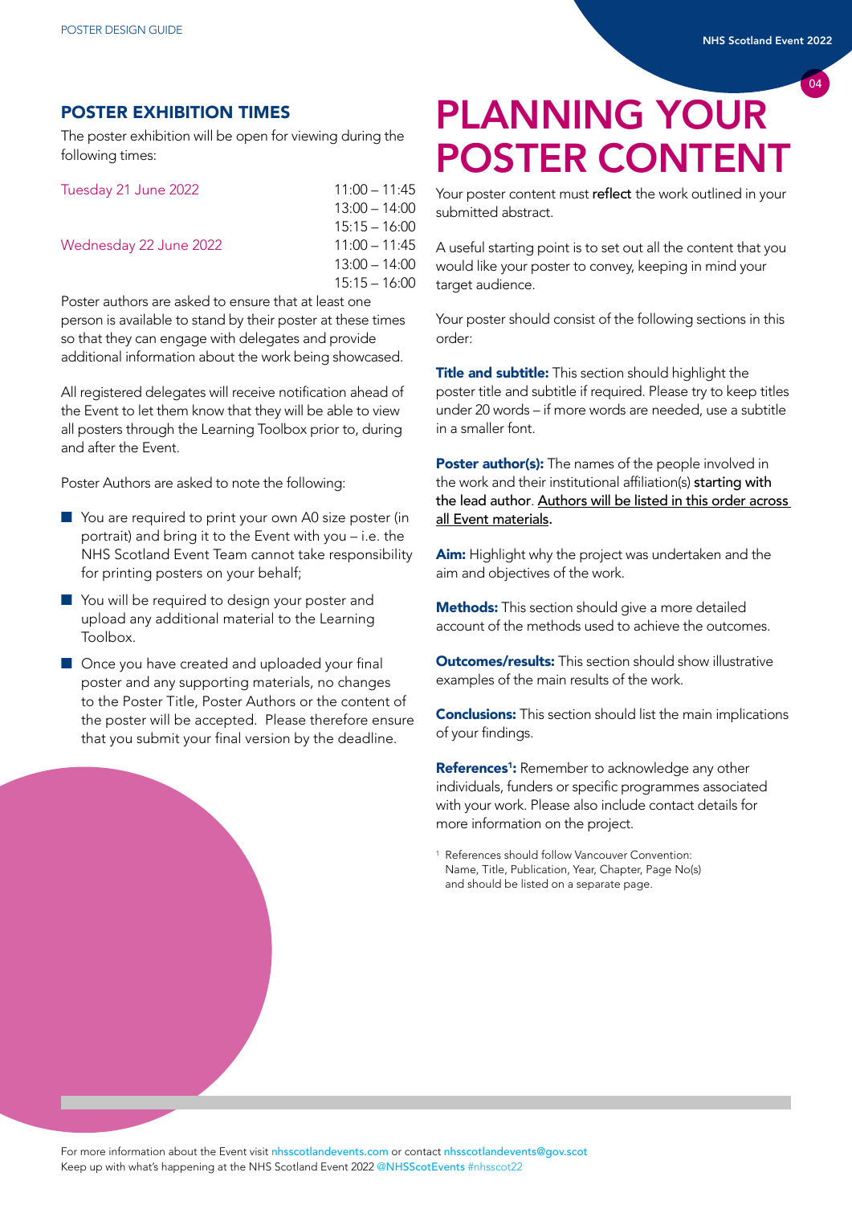## POSTER EXHIBITION TIMES

The poster exhibition will be open for viewing during the following times:

| | |
|---|---|
| Tuesday 21 June 2022 | 11:00 – 11:45 |
| | 13:00 – 14:00 |
| | 15:15 – 16:00 |
| Wednesday 22 June 2022 | 11:00 – 11:45 |
| | 13:00 – 14:00 |
| | 15:15 – 16:00 |

Poster authors are asked to ensure that at least one person is available to stand by their poster at these times so that they can engage with delegates and provide additional information about the work being showcased.

All registered delegates will receive notification ahead of the Event to let them know that they will be able to view all posters through the Learning Toolbox prior to, during and after the Event.

Poster Authors are asked to note the following:

- You are required to print your own A0 size poster (in portrait) and bring it to the Event with you – i.e. the NHS Scotland Event Team cannot take responsibility for printing posters on your behalf;
- You will be required to design your poster and upload any additional material to the Learning Toolbox.
- Once you have created and uploaded your final poster and any supporting materials, no changes to the Poster Title, Poster Authors or the content of the poster will be accepted. Please therefore ensure that you submit your final version by the deadline.

# PLANNING YOUR POSTER CONTENT

Your poster content must **reflect** the work outlined in your submitted abstract.

A useful starting point is to set out all the content that you would like your poster to convey, keeping in mind your target audience.

Your poster should consist of the following sections in this order:

**Title and subtitle:** This section should highlight the poster title and subtitle if required. Please try to keep titles under 20 words – if more words are needed, use a subtitle in a smaller font.

**Poster author(s):** The names of the people involved in the work and their institutional affiliation(s) **starting with the lead author**. **Authors will be listed in this order across all Event materials.**

**Aim:** Highlight why the project was undertaken and the aim and objectives of the work.

**Methods:** This section should give a more detailed account of the methods used to achieve the outcomes.

**Outcomes/results:** This section should show illustrative examples of the main results of the work.

**Conclusions:** This section should list the main implications of your findings.

**References[1]:** Remember to acknowledge any other individuals, funders or specific programmes associated with your work. Please also include contact details for more information on the project.

[1] References should follow Vancouver Convention: Name, Title, Publication, Year, Chapter, Page No(s) and should be listed on a separate page.

For more information about the Event visit nhsscotlandevents.com or contact nhsscotlandevents@gov.scot
Keep up with what's happening at the NHS Scotland Event 2022 @NHSScotEvents #nhsscot22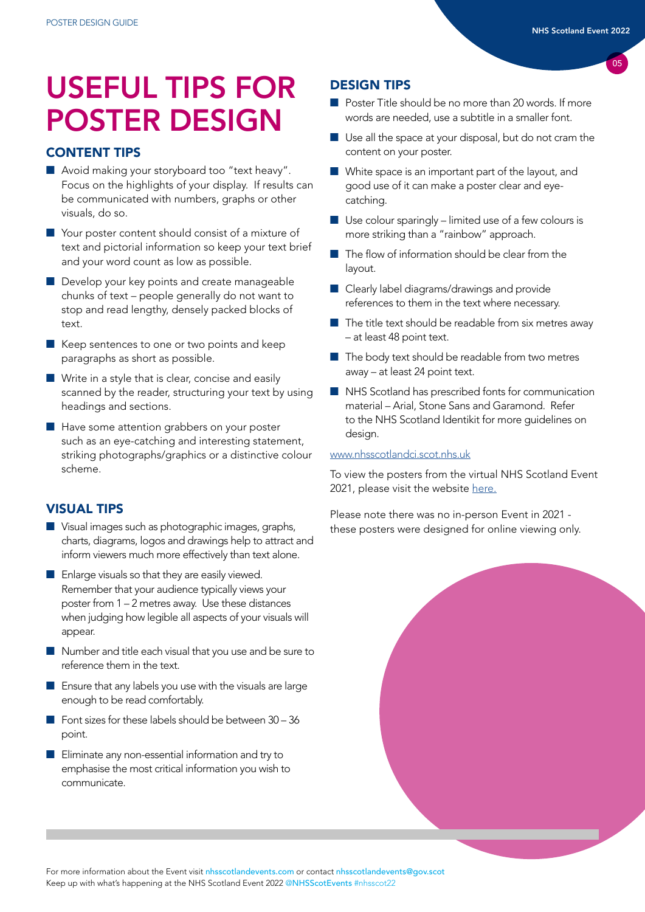# USEFUL TIPS FOR POSTER DESIGN

## CONTENT TIPS

- Avoid making your storyboard too "text heavy". Focus on the highlights of your display. If results can be communicated with numbers, graphs or other visuals, do so.
- Your poster content should consist of a mixture of text and pictorial information so keep your text brief and your word count as low as possible.
- Develop your key points and create manageable chunks of text – people generally do not want to stop and read lengthy, densely packed blocks of text.
- Keep sentences to one or two points and keep paragraphs as short as possible.
- Write in a style that is clear, concise and easily scanned by the reader, structuring your text by using headings and sections.
- Have some attention grabbers on your poster such as an eye-catching and interesting statement, striking photographs/graphics or a distinctive colour scheme.

## VISUAL TIPS

- Visual images such as photographic images, graphs, charts, diagrams, logos and drawings help to attract and inform viewers much more effectively than text alone.
- Enlarge visuals so that they are easily viewed. Remember that your audience typically views your poster from 1 – 2 metres away. Use these distances when judging how legible all aspects of your visuals will appear.
- Number and title each visual that you use and be sure to reference them in the text.
- Ensure that any labels you use with the visuals are large enough to be read comfortably.
- Font sizes for these labels should be between 30 – 36 point.
- Eliminate any non-essential information and try to emphasise the most critical information you wish to communicate.

## DESIGN TIPS

- Poster Title should be no more than 20 words. If more words are needed, use a subtitle in a smaller font.
- Use all the space at your disposal, but do not cram the content on your poster.
- White space is an important part of the layout, and good use of it can make a poster clear and eye-catching.
- Use colour sparingly – limited use of a few colours is more striking than a "rainbow" approach.
- The flow of information should be clear from the layout.
- Clearly label diagrams/drawings and provide references to them in the text where necessary.
- The title text should be readable from six metres away – at least 48 point text.
- The body text should be readable from two metres away – at least 24 point text.
- NHS Scotland has prescribed fonts for communication material – Arial, Stone Sans and Garamond. Refer to the NHS Scotland Identikit for more guidelines on design.

www.nhsscotlandci.scot.nhs.uk

To view the posters from the virtual NHS Scotland Event 2021, please visit the website here.

Please note there was no in-person Event in 2021 - these posters were designed for online viewing only.

For more information about the Event visit nhsscotlandevents.com or contact nhsscotlandevents@gov.scot
Keep up with what's happening at the NHS Scotland Event 2022 @NHSScotEvents #nhsscot22